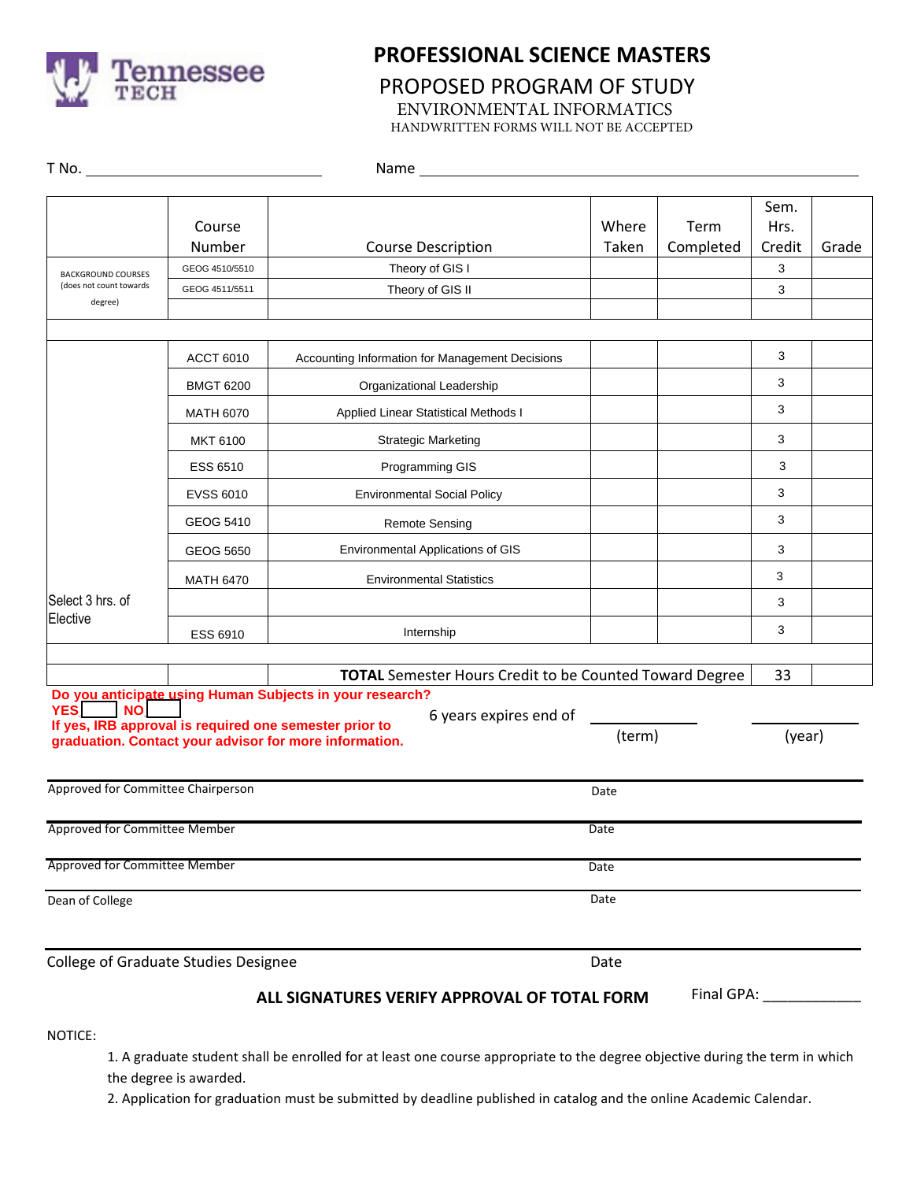# PROFESSIONAL SCIENCE MASTERS

## PROPOSED PROGRAM OF STUDY

### ENVIRONMENTAL INFORMATICS

HANDWRITTEN FORMS WILL NOT BE ACCEPTED

T No. ______________________________ Name ______________________________________________________________

| | Course Number | Course Description | Where Taken | Term Completed | Sem. Hrs. Credit | Grade |
|---|---|---|---|---|---|---|
| BACKGROUND COURSES (does not count towards degree) | GEOG 4510/5510 | Theory of GIS I | | | 3 | |
| | GEOG 4511/5511 | Theory of GIS II | | | 3 | |
| | | | | | | |
| | | | | | | |
| | ACCT 6010 | Accounting Information for Management Decisions | | | 3 | |
| | BMGT 6200 | Organizational Leadership | | | 3 | |
| | MATH 6070 | Applied Linear Statistical Methods I | | | 3 | |
| | MKT 6100 | Strategic Marketing | | | 3 | |
| | ESS 6510 | Programming GIS | | | 3 | |
| | EVSS 6010 | Environmental Social Policy | | | 3 | |
| | GEOG 5410 | Remote Sensing | | | 3 | |
| | GEOG 5650 | Environmental Applications of GIS | | | 3 | |
| | MATH 6470 | Environmental Statistics | | | 3 | |
| Select 3 hrs. of Elective | | | | | 3 | |
| | ESS 6910 | Internship | | | 3 | |
| | | | | | | |
| | | **TOTAL** Semester Hours Credit to be Counted Toward Degree | | | 33 | |

**Do you anticipate using Human Subjects in your research?**

**YES** ☐ **NO** ☐

**If yes, IRB approval is required one semester prior to graduation. Contact your advisor for more information.**

6 years expires end of ____________ (term) ____________ (year)

Approved for Committee Chairperson ______________________________ Date ____________

Approved for Committee Member ______________________________ Date ____________

Approved for Committee Member ______________________________ Date ____________

Dean of College ______________________________ Date ____________

College of Graduate Studies Designee ______________________________ Date ____________

**ALL SIGNATURES VERIFY APPROVAL OF TOTAL FORM**

Final GPA: ____________

NOTICE:

1. A graduate student shall be enrolled for at least one course appropriate to the degree objective during the term in which the degree is awarded.
2. Application for graduation must be submitted by deadline published in catalog and the online Academic Calendar.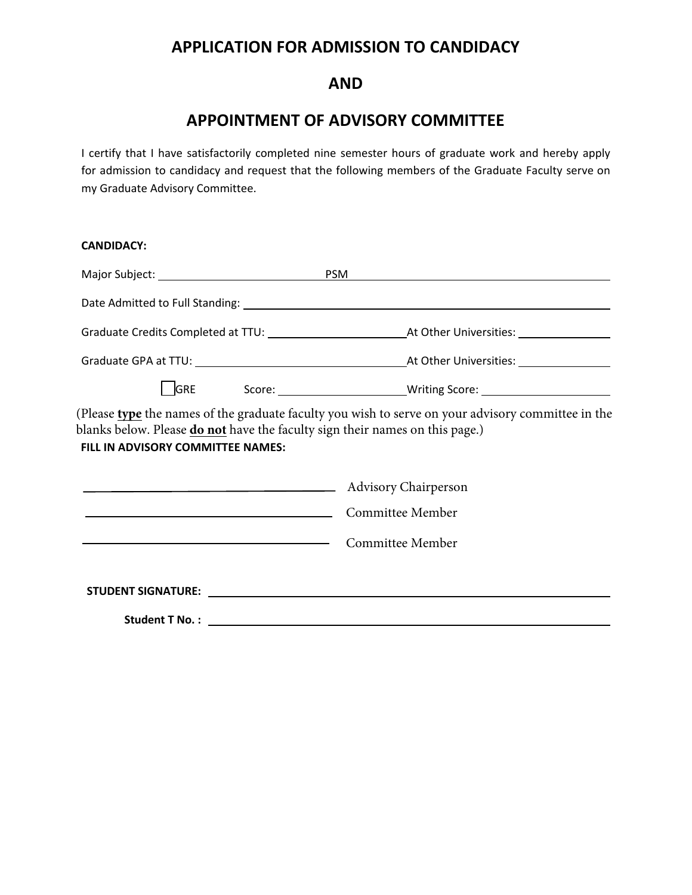# APPLICATION FOR ADMISSION TO CANDIDACY

# AND

# APPOINTMENT OF ADVISORY COMMITTEE

I certify that I have satisfactorily completed nine semester hours of graduate work and hereby apply for admission to candidacy and request that the following members of the Graduate Faculty serve on my Graduate Advisory Committee.

**CANDIDACY:**

Major Subject: PSM

Date Admitted to Full Standing: ______________________________

Graduate Credits Completed at TTU: ____________ At Other Universities: ____________

Graduate GPA at TTU: ____________ At Other Universities: ____________

☐ GRE Score: ____________ Writing Score: ____________

(Please **type** the names of the graduate faculty you wish to serve on your advisory committee in the blanks below. Please **do not** have the faculty sign their names on this page.)

**FILL IN ADVISORY COMMITTEE NAMES:**

______________________________ Advisory Chairperson

______________________________ Committee Member

______________________________ Committee Member

**STUDENT SIGNATURE:** ______________________________

**Student T No. :** ______________________________